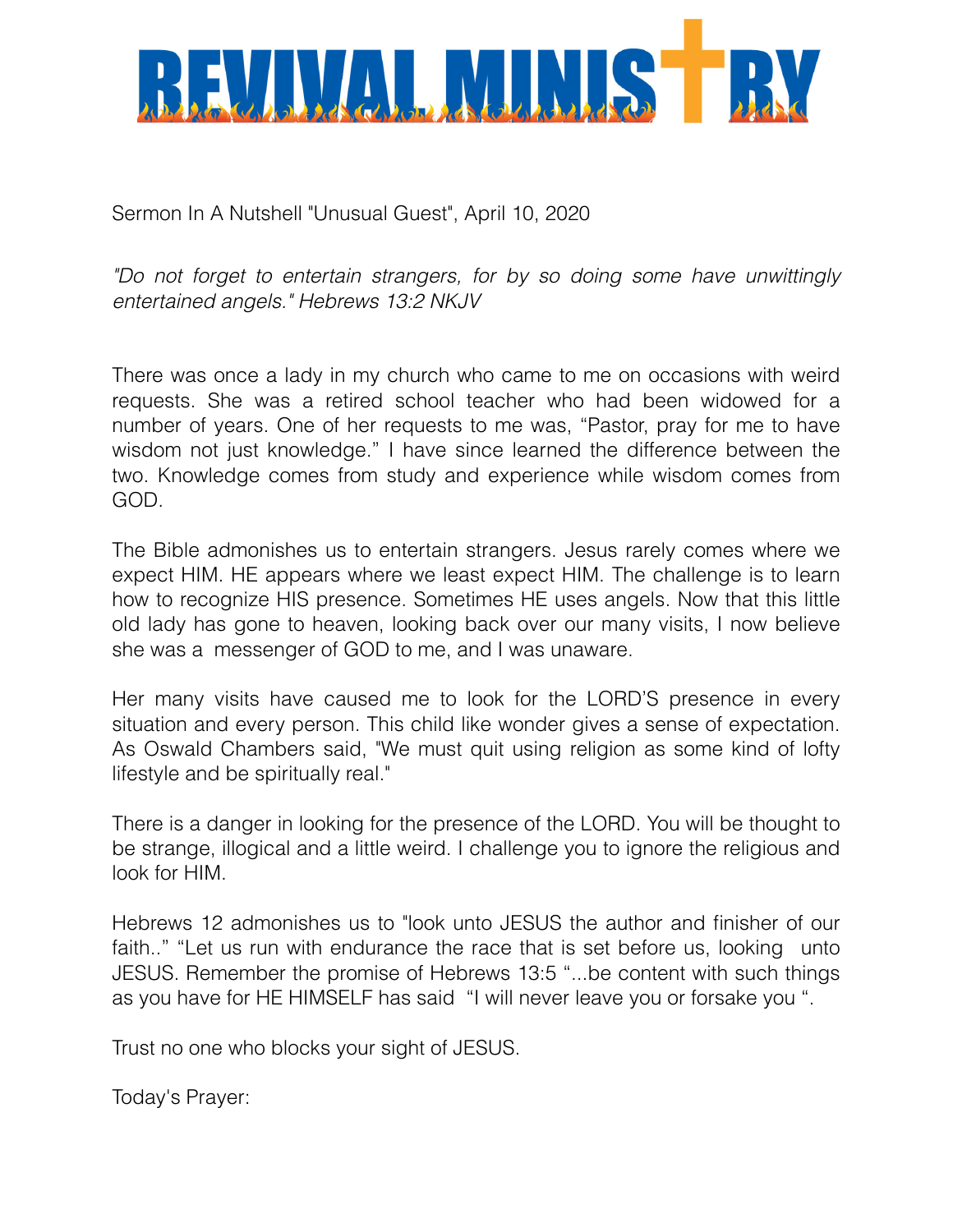# REVIVAL MINISTRY

Sermon In A Nutshell "Unusual Guest", April 10, 2020

*"Do not forget to entertain strangers, for by so doing some have unwittingly entertained angels." Hebrews 13:2 NKJV*

There was once a lady in my church who came to me on occasions with weird requests. She was a retired school teacher who had been widowed for a number of years. One of her requests to me was, "Pastor, pray for me to have wisdom not just knowledge." I have since learned the difference between the two. Knowledge comes from study and experience while wisdom comes from GOD.

The Bible admonishes us to entertain strangers. Jesus rarely comes where we expect HIM. HE appears where we least expect HIM. The challenge is to learn how to recognize HIS presence. Sometimes HE uses angels. Now that this little old lady has gone to heaven, looking back over our many visits, I now believe she was a messenger of GOD to me, and I was unaware.

Her many visits have caused me to look for the LORD'S presence in every situation and every person. This child like wonder gives a sense of expectation. As Oswald Chambers said, "We must quit using religion as some kind of lofty lifestyle and be spiritually real."

There is a danger in looking for the presence of the LORD. You will be thought to be strange, illogical and a little weird. I challenge you to ignore the religious and look for HIM.

Hebrews 12 admonishes us to "look unto JESUS the author and finisher of our faith.." "Let us run with endurance the race that is set before us, looking unto JESUS. Remember the promise of Hebrews 13:5 "...be content with such things as you have for HE HIMSELF has said "I will never leave you or forsake you ".

Trust no one who blocks your sight of JESUS.

Today's Prayer: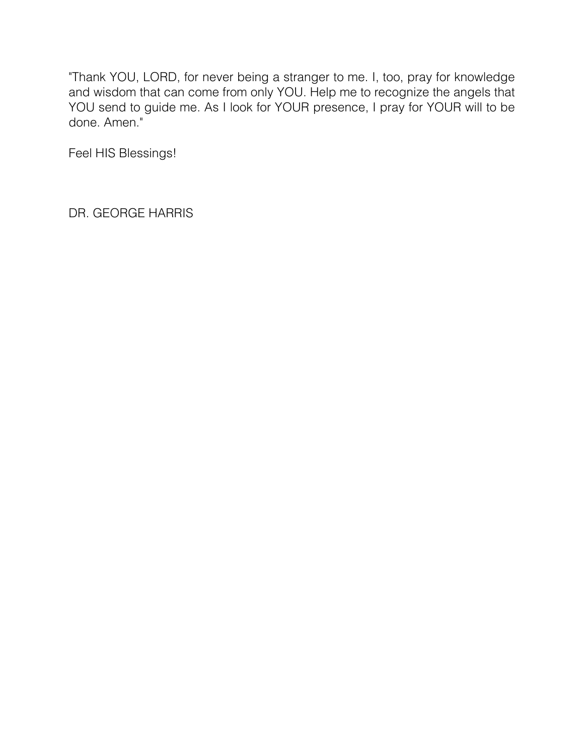"Thank YOU, LORD, for never being a stranger to me. I, too, pray for knowledge and wisdom that can come from only YOU. Help me to recognize the angels that YOU send to guide me. As I look for YOUR presence, I pray for YOUR will to be done. Amen."

Feel HIS Blessings!

DR. GEORGE HARRIS